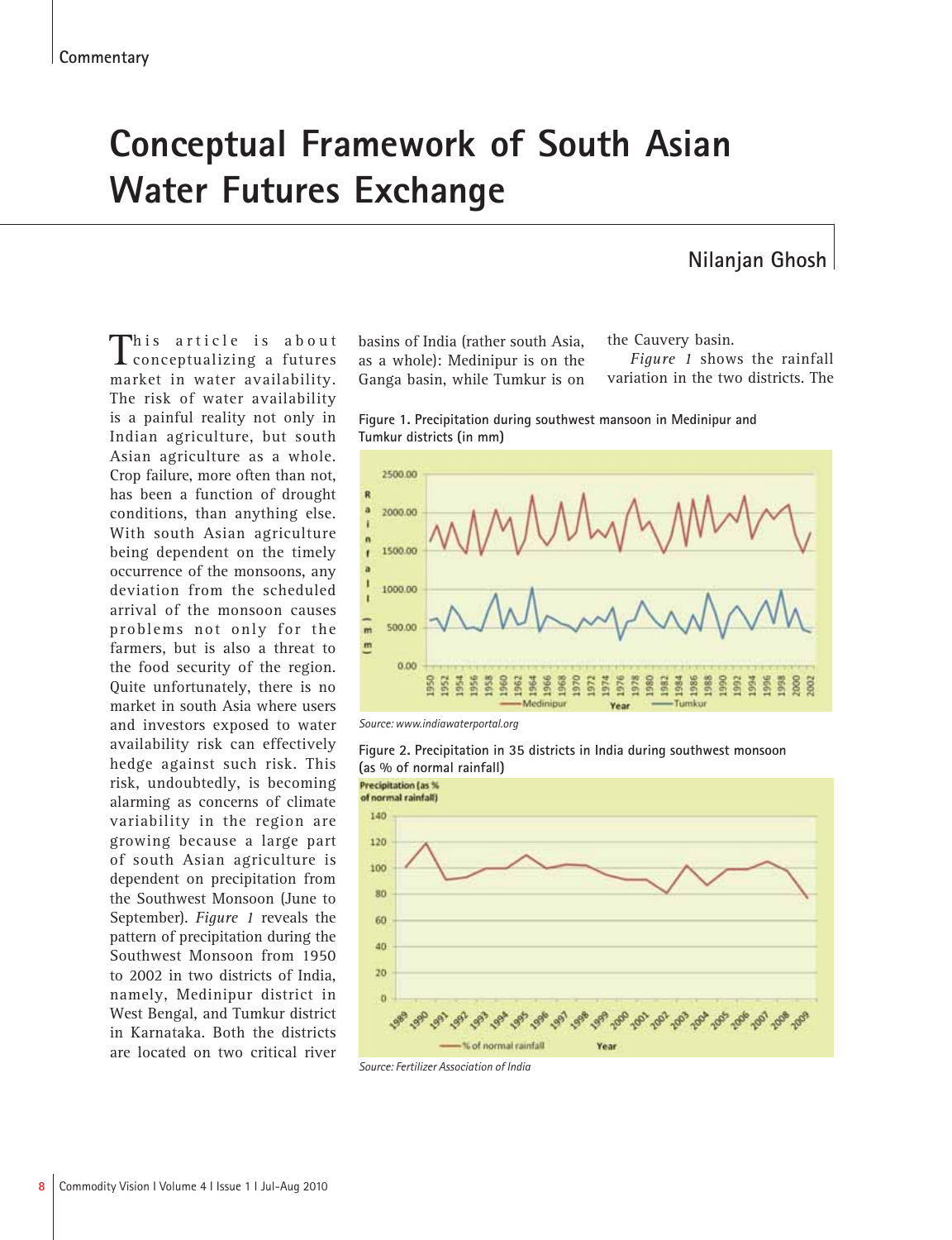# Conceptual Framework of South Asian Water Futures Exchange

**Nilanjan Ghosh**

This article is about conceptualizing a futures market in water availability. The risk of water availability is a painful reality not only in Indian agriculture, but south Asian agriculture as a whole. Crop failure, more often than not, has been a function of drought conditions, than anything else. With south Asian agriculture being dependent on the timely occurrence of the monsoons, any deviation from the scheduled arrival of the monsoon causes problems not only for the farmers, but is also a threat to the food security of the region. Quite unfortunately, there is no market in south Asia where users and investors exposed to water availability risk can effectively hedge against such risk. This risk, undoubtedly, is becoming alarming as concerns of climate variability in the region are growing because a large part of south Asian agriculture is dependent on precipitation from the Southwest Monsoon (June to September). *Figure 1* reveals the pattern of precipitation during the Southwest Monsoon from 1950 to 2002 in two districts of India, namely, Medinipur district in West Bengal, and Tumkur district in Karnataka. Both the districts are located on two critical river basins of India (rather south Asia, as a whole): Medinipur is on the Ganga basin, while Tumkur is on the Cauvery basin.

*Figure 1* shows the rainfall variation in the two districts. The

Figure 1. Precipitation during southwest mansoon in Medinipur and Tumkur districts (in mm)

*Source: www.indiawaterportal.org*

Figure 2. Precipitation in 35 districts in India during southwest monsoon (as % of normal rainfall)

*Source: Fertilizer Association of India*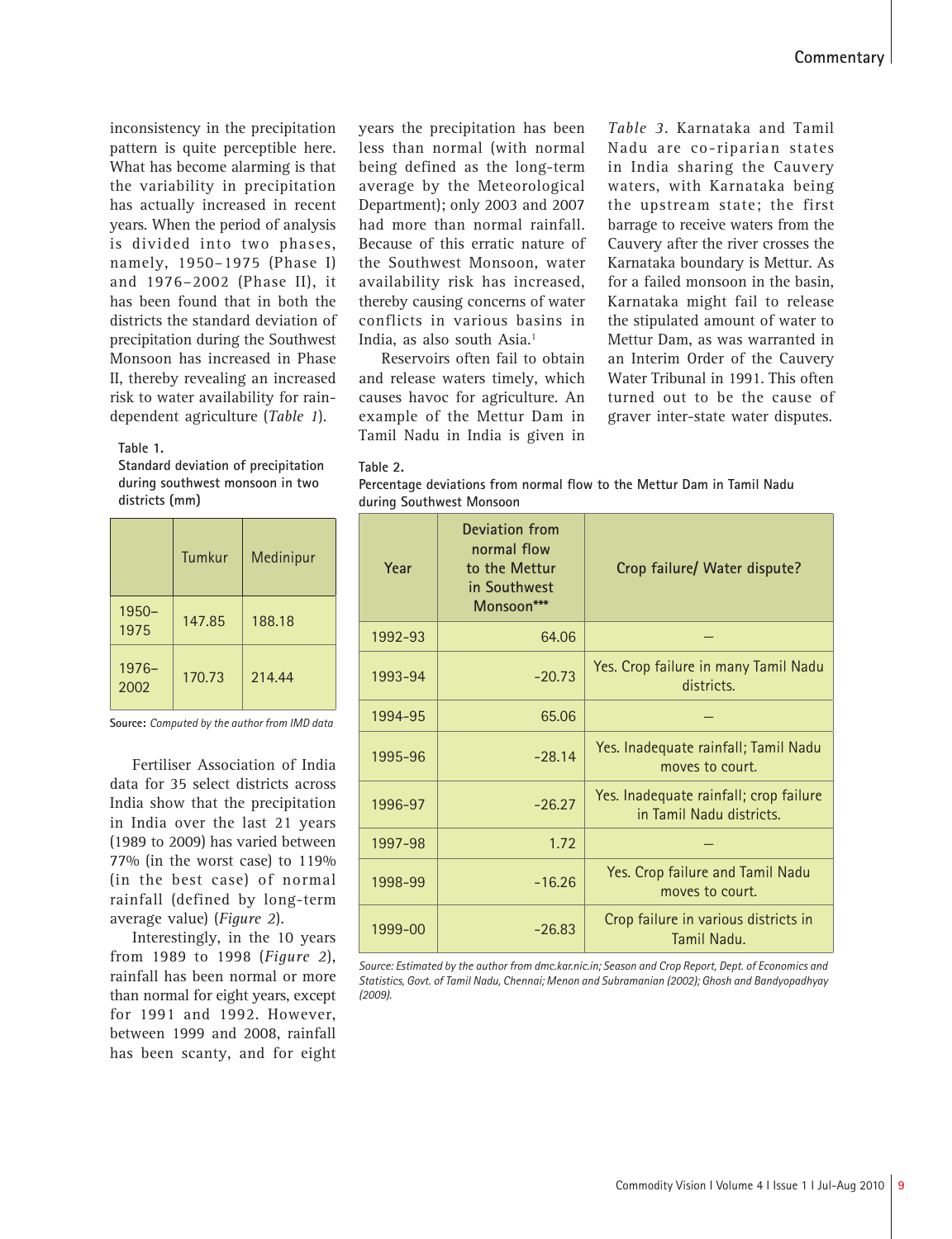inconsistency in the precipitation pattern is quite perceptible here. What has become alarming is that the variability in precipitation has actually increased in recent years. When the period of analysis is divided into two phases, namely, 1950–1975 (Phase I) and 1976–2002 (Phase II), it has been found that in both the districts the standard deviation of precipitation during the Southwest Monsoon has increased in Phase II, thereby revealing an increased risk to water availability for rain-dependent agriculture (*Table 1*).

**Table 1.**
**Standard deviation of precipitation during southwest monsoon in two districts (mm)**

| | Tumkur | Medinipur |
|---|---|---|
| 1950–1975 | 147.85 | 188.18 |
| 1976–2002 | 170.73 | 214.44 |

**Source:** *Computed by the author from IMD data*

Fertiliser Association of India data for 35 select districts across India show that the precipitation in India over the last 21 years (1989 to 2009) has varied between 77% (in the worst case) to 119% (in the best case) of normal rainfall (defined by long-term average value) (*Figure 2*).

Interestingly, in the 10 years from 1989 to 1998 (*Figure 2*), rainfall has been normal or more than normal for eight years, except for 1991 and 1992. However, between 1999 and 2008, rainfall has been scanty, and for eight years the precipitation has been less than normal (with normal being defined as the long-term average by the Meteorological Department); only 2003 and 2007 had more than normal rainfall. Because of this erratic nature of the Southwest Monsoon, water availability risk has increased, thereby causing concerns of water conflicts in various basins in India, as also south Asia.[1]

Reservoirs often fail to obtain and release waters timely, which causes havoc for agriculture. An example of the Mettur Dam in Tamil Nadu in India is given in *Table 3*. Karnataka and Tamil Nadu are co-riparian states in India sharing the Cauvery waters, with Karnataka being the upstream state; the first barrage to receive waters from the Cauvery after the river crosses the Karnataka boundary is Mettur. As for a failed monsoon in the basin, Karnataka might fail to release the stipulated amount of water to Mettur Dam, as was warranted in an Interim Order of the Cauvery Water Tribunal in 1991. This often turned out to be the cause of graver inter-state water disputes.

**Table 2.**
**Percentage deviations from normal flow to the Mettur Dam in Tamil Nadu during Southwest Monsoon**

| Year | Deviation from normal flow to the Mettur in Southwest Monsoon*** | Crop failure/ Water dispute? |
|---|---|---|
| 1992-93 | 64.06 | – |
| 1993-94 | -20.73 | Yes. Crop failure in many Tamil Nadu districts. |
| 1994-95 | 65.06 | – |
| 1995-96 | -28.14 | Yes. Inadequate rainfall; Tamil Nadu moves to court. |
| 1996-97 | -26.27 | Yes. Inadequate rainfall; crop failure in Tamil Nadu districts. |
| 1997-98 | 1.72 | – |
| 1998-99 | -16.26 | Yes. Crop failure and Tamil Nadu moves to court. |
| 1999-00 | -26.83 | Crop failure in various districts in Tamil Nadu. |

*Source: Estimated by the author from dmc.kar.nic.in; Season and Crop Report, Dept. of Economics and Statistics, Govt. of Tamil Nadu, Chennai; Menon and Subramanian (2002); Ghosh and Bandyopadhyay (2009).*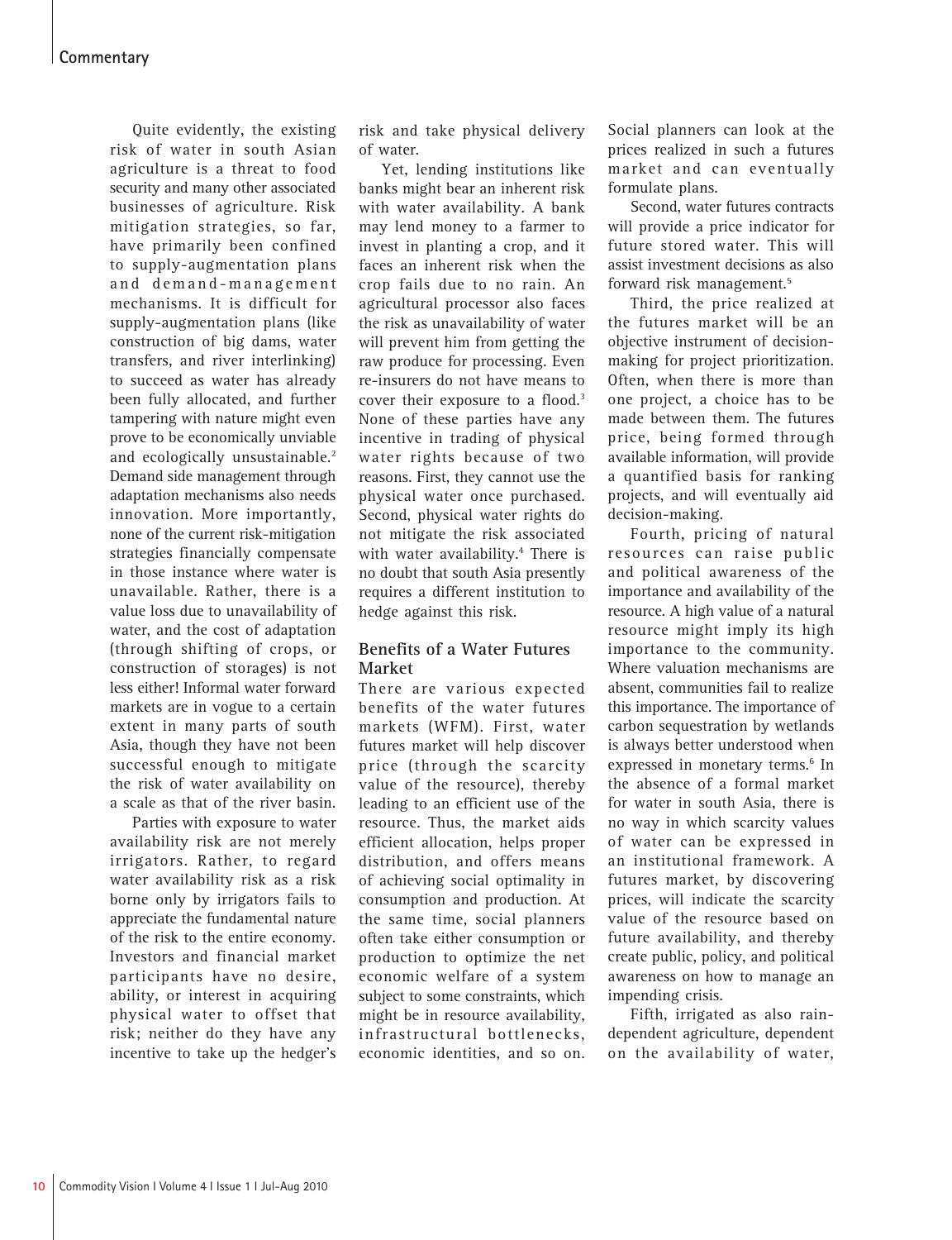Quite evidently, the existing risk of water in south Asian agriculture is a threat to food security and many other associated businesses of agriculture. Risk mitigation strategies, so far, have primarily been confined to supply-augmentation plans and demand-management mechanisms. It is difficult for supply-augmentation plans (like construction of big dams, water transfers, and river interlinking) to succeed as water has already been fully allocated, and further tampering with nature might even prove to be economically unviable and ecologically unsustainable.[2] Demand side management through adaptation mechanisms also needs innovation. More importantly, none of the current risk-mitigation strategies financially compensate in those instance where water is unavailable. Rather, there is a value loss due to unavailability of water, and the cost of adaptation (through shifting of crops, or construction of storages) is not less either! Informal water forward markets are in vogue to a certain extent in many parts of south Asia, though they have not been successful enough to mitigate the risk of water availability on a scale as that of the river basin.

Parties with exposure to water availability risk are not merely irrigators. Rather, to regard water availability risk as a risk borne only by irrigators fails to appreciate the fundamental nature of the risk to the entire economy. Investors and financial market participants have no desire, ability, or interest in acquiring physical water to offset that risk; neither do they have any incentive to take up the hedger's risk and take physical delivery of water.

Yet, lending institutions like banks might bear an inherent risk with water availability. A bank may lend money to a farmer to invest in planting a crop, and it faces an inherent risk when the crop fails due to no rain. An agricultural processor also faces the risk as unavailability of water will prevent him from getting the raw produce for processing. Even re-insurers do not have means to cover their exposure to a flood.[3] None of these parties have any incentive in trading of physical water rights because of two reasons. First, they cannot use the physical water once purchased. Second, physical water rights do not mitigate the risk associated with water availability.[4] There is no doubt that south Asia presently requires a different institution to hedge against this risk.

## Benefits of a Water Futures Market

There are various expected benefits of the water futures markets (WFM). First, water futures market will help discover price (through the scarcity value of the resource), thereby leading to an efficient use of the resource. Thus, the market aids efficient allocation, helps proper distribution, and offers means of achieving social optimality in consumption and production. At the same time, social planners often take either consumption or production to optimize the net economic welfare of a system subject to some constraints, which might be in resource availability, infrastructural bottlenecks, economic identities, and so on. Social planners can look at the prices realized in such a futures market and can eventually formulate plans.

Second, water futures contracts will provide a price indicator for future stored water. This will assist investment decisions as also forward risk management.[5]

Third, the price realized at the futures market will be an objective instrument of decision-making for project prioritization. Often, when there is more than one project, a choice has to be made between them. The futures price, being formed through available information, will provide a quantified basis for ranking projects, and will eventually aid decision-making.

Fourth, pricing of natural resources can raise public and political awareness of the importance and availability of the resource. A high value of a natural resource might imply its high importance to the community. Where valuation mechanisms are absent, communities fail to realize this importance. The importance of carbon sequestration by wetlands is always better understood when expressed in monetary terms.[6] In the absence of a formal market for water in south Asia, there is no way in which scarcity values of water can be expressed in an institutional framework. A futures market, by discovering prices, will indicate the scarcity value of the resource based on future availability, and thereby create public, policy, and political awareness on how to manage an impending crisis.

Fifth, irrigated as also rain-dependent agriculture, dependent on the availability of water,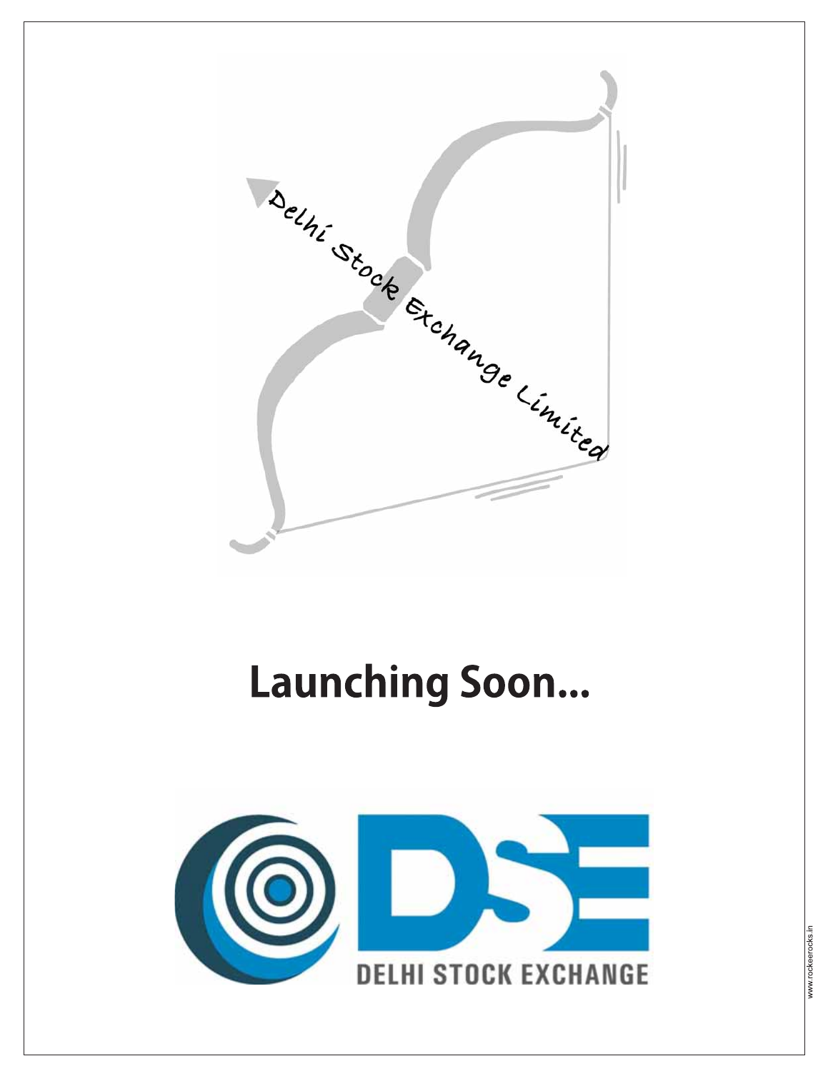Delhi Stock Exchange Limited

# Launching Soon...

DSE

DELHI STOCK EXCHANGE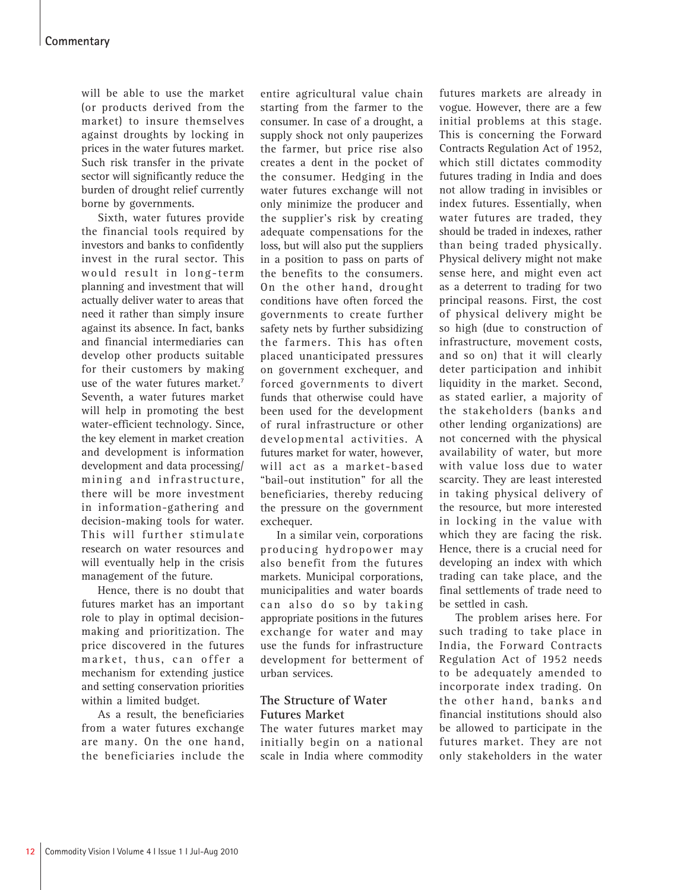will be able to use the market (or products derived from the market) to insure themselves against droughts by locking in prices in the water futures market. Such risk transfer in the private sector will significantly reduce the burden of drought relief currently borne by governments.

Sixth, water futures provide the financial tools required by investors and banks to confidently invest in the rural sector. This would result in long-term planning and investment that will actually deliver water to areas that need it rather than simply insure against its absence. In fact, banks and financial intermediaries can develop other products suitable for their customers by making use of the water futures market.[7] Seventh, a water futures market will help in promoting the best water-efficient technology. Since, the key element in market creation and development is information development and data processing/mining and infrastructure, there will be more investment in information-gathering and decision-making tools for water. This will further stimulate research on water resources and will eventually help in the crisis management of the future.

Hence, there is no doubt that futures market has an important role to play in optimal decision-making and prioritization. The price discovered in the futures market, thus, can offer a mechanism for extending justice and setting conservation priorities within a limited budget.

As a result, the beneficiaries from a water futures exchange are many. On the one hand, the beneficiaries include the entire agricultural value chain starting from the farmer to the consumer. In case of a drought, a supply shock not only pauperizes the farmer, but price rise also creates a dent in the pocket of the consumer. Hedging in the water futures exchange will not only minimize the producer and the supplier's risk by creating adequate compensations for the loss, but will also put the suppliers in a position to pass on parts of the benefits to the consumers. On the other hand, drought conditions have often forced the governments to create further safety nets by further subsidizing the farmers. This has often placed unanticipated pressures on government exchequer, and forced governments to divert funds that otherwise could have been used for the development of rural infrastructure or other developmental activities. A futures market for water, however, will act as a market-based "bail-out institution" for all the beneficiaries, thereby reducing the pressure on the government exchequer.

In a similar vein, corporations producing hydropower may also benefit from the futures markets. Municipal corporations, municipalities and water boards can also do so by taking appropriate positions in the futures exchange for water and may use the funds for infrastructure development for betterment of urban services.

## The Structure of Water Futures Market

The water futures market may initially begin on a national scale in India where commodity futures markets are already in vogue. However, there are a few initial problems at this stage. This is concerning the Forward Contracts Regulation Act of 1952, which still dictates commodity futures trading in India and does not allow trading in invisibles or index futures. Essentially, when water futures are traded, they should be traded in indexes, rather than being traded physically. Physical delivery might not make sense here, and might even act as a deterrent to trading for two principal reasons. First, the cost of physical delivery might be so high (due to construction of infrastructure, movement costs, and so on) that it will clearly deter participation and inhibit liquidity in the market. Second, as stated earlier, a majority of the stakeholders (banks and other lending organizations) are not concerned with the physical availability of water, but more with value loss due to water scarcity. They are least interested in taking physical delivery of the resource, but more interested in locking in the value with which they are facing the risk. Hence, there is a crucial need for developing an index with which trading can take place, and the final settlements of trade need to be settled in cash.

The problem arises here. For such trading to take place in India, the Forward Contracts Regulation Act of 1952 needs to be adequately amended to incorporate index trading. On the other hand, banks and financial institutions should also be allowed to participate in the futures market. They are not only stakeholders in the water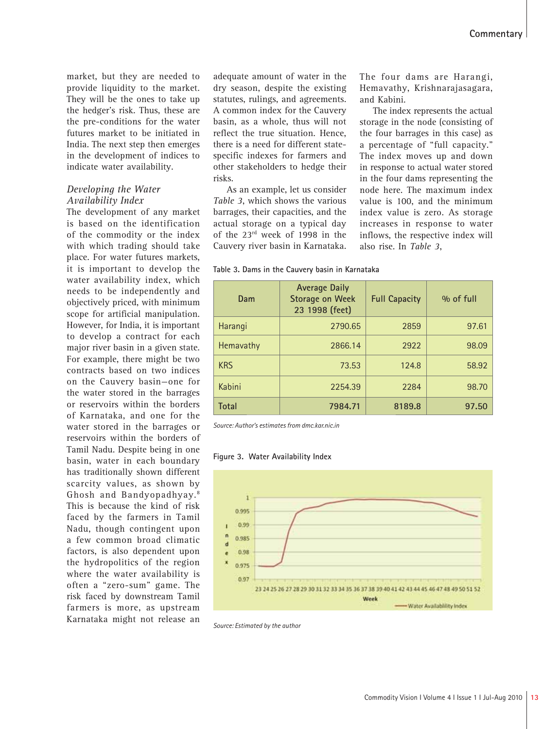market, but they are needed to provide liquidity to the market. They will be the ones to take up the hedger's risk. Thus, these are the pre-conditions for the water futures market to be initiated in India. The next step then emerges in the development of indices to indicate water availability.

### *Developing the Water Availability Index*

The development of any market is based on the identification of the commodity or the index with which trading should take place. For water futures markets, it is important to develop the water availability index, which needs to be independently and objectively priced, with minimum scope for artificial manipulation. However, for India, it is important to develop a contract for each major river basin in a given state. For example, there might be two contracts based on two indices on the Cauvery basin—one for the water stored in the barrages or reservoirs within the borders of Karnataka, and one for the water stored in the barrages or reservoirs within the borders of Tamil Nadu. Despite being in one basin, water in each boundary has traditionally shown different scarcity values, as shown by Ghosh and Bandyopadhyay.[8] This is because the kind of risk faced by the farmers in Tamil Nadu, though contingent upon a few common broad climatic factors, is also dependent upon the hydropolitics of the region where the water availability is often a "zero-sum" game. The risk faced by downstream Tamil farmers is more, as upstream Karnataka might not release an adequate amount of water in the dry season, despite the existing statutes, rulings, and agreements. A common index for the Cauvery basin, as a whole, thus will not reflect the true situation. Hence, there is a need for different state-specific indexes for farmers and other stakeholders to hedge their risks.

As an example, let us consider *Table 3*, which shows the various barrages, their capacities, and the actual storage on a typical day of the 23rd week of 1998 in the Cauvery river basin in Karnataka. The four dams are Harangi, Hemavathy, Krishnarajasagara, and Kabini.

The index represents the actual storage in the node (consisting of the four barrages in this case) as a percentage of "full capacity." The index moves up and down in response to actual water stored in the four dams representing the node here. The maximum index value is 100, and the minimum index value is zero. As storage increases in response to water inflows, the respective index will also rise. In *Table 3*,

Table 3. Dams in the Cauvery basin in Karnataka

| Dam | Average Daily Storage on Week 23 1998 (feet) | Full Capacity | % of full |
|---|---|---|---|
| Harangi | 2790.65 | 2859 | 97.61 |
| Hemavathy | 2866.14 | 2922 | 98.09 |
| KRS | 73.53 | 124.8 | 58.92 |
| Kabini | 2254.39 | 2284 | 98.70 |
| **Total** | **7984.71** | **8189.8** | **97.50** |

*Source: Author's estimates from dmc.kar.nic.in*

Figure 3. Water Availability Index

*Source: Estimated by the author*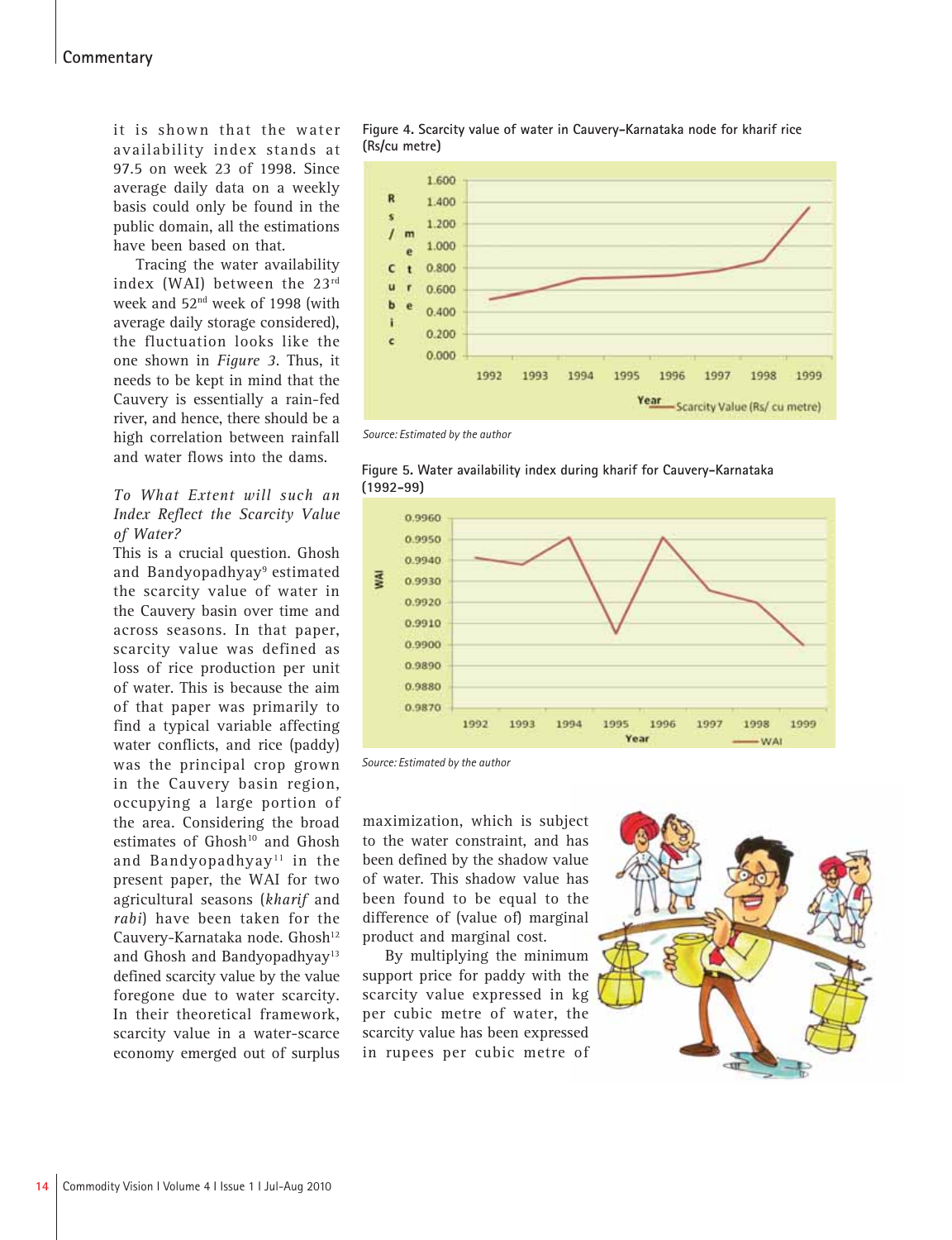it is shown that the water availability index stands at 97.5 on week 23 of 1998. Since average daily data on a weekly basis could only be found in the public domain, all the estimations have been based on that.

Tracing the water availability index (WAI) between the 23rd week and 52nd week of 1998 (with average daily storage considered), the fluctuation looks like the one shown in *Figure 3*. Thus, it needs to be kept in mind that the Cauvery is essentially a rain-fed river, and hence, there should be a high correlation between rainfall and water flows into the dams.

### *To What Extent will such an Index Reflect the Scarcity Value of Water?*

This is a crucial question. Ghosh and Bandyopadhyay[9] estimated the scarcity value of water in the Cauvery basin over time and across seasons. In that paper, scarcity value was defined as loss of rice production per unit of water. This is because the aim of that paper was primarily to find a typical variable affecting water conflicts, and rice (paddy) was the principal crop grown in the Cauvery basin region, occupying a large portion of the area. Considering the broad estimates of Ghosh[10] and Ghosh and Bandyopadhyay[11] in the present paper, the WAI for two agricultural seasons (*kharif* and *rabi*) have been taken for the Cauvery-Karnataka node. Ghosh[12] and Ghosh and Bandyopadhyay[13] defined scarcity value by the value foregone due to water scarcity. In their theoretical framework, scarcity value in a water-scarce economy emerged out of surplus maximization, which is subject to the water constraint, and has been defined by the shadow value of water. This shadow value has been found to be equal to the difference of (value of) marginal product and marginal cost.

By multiplying the minimum support price for paddy with the scarcity value expressed in kg per cubic metre of water, the scarcity value has been expressed in rupees per cubic metre of

**Figure 4. Scarcity value of water in Cauvery-Karnataka node for kharif rice (Rs/cu metre)**

*Source: Estimated by the author*

**Figure 5. Water availability index during kharif for Cauvery-Karnataka (1992-99)**

*Source: Estimated by the author*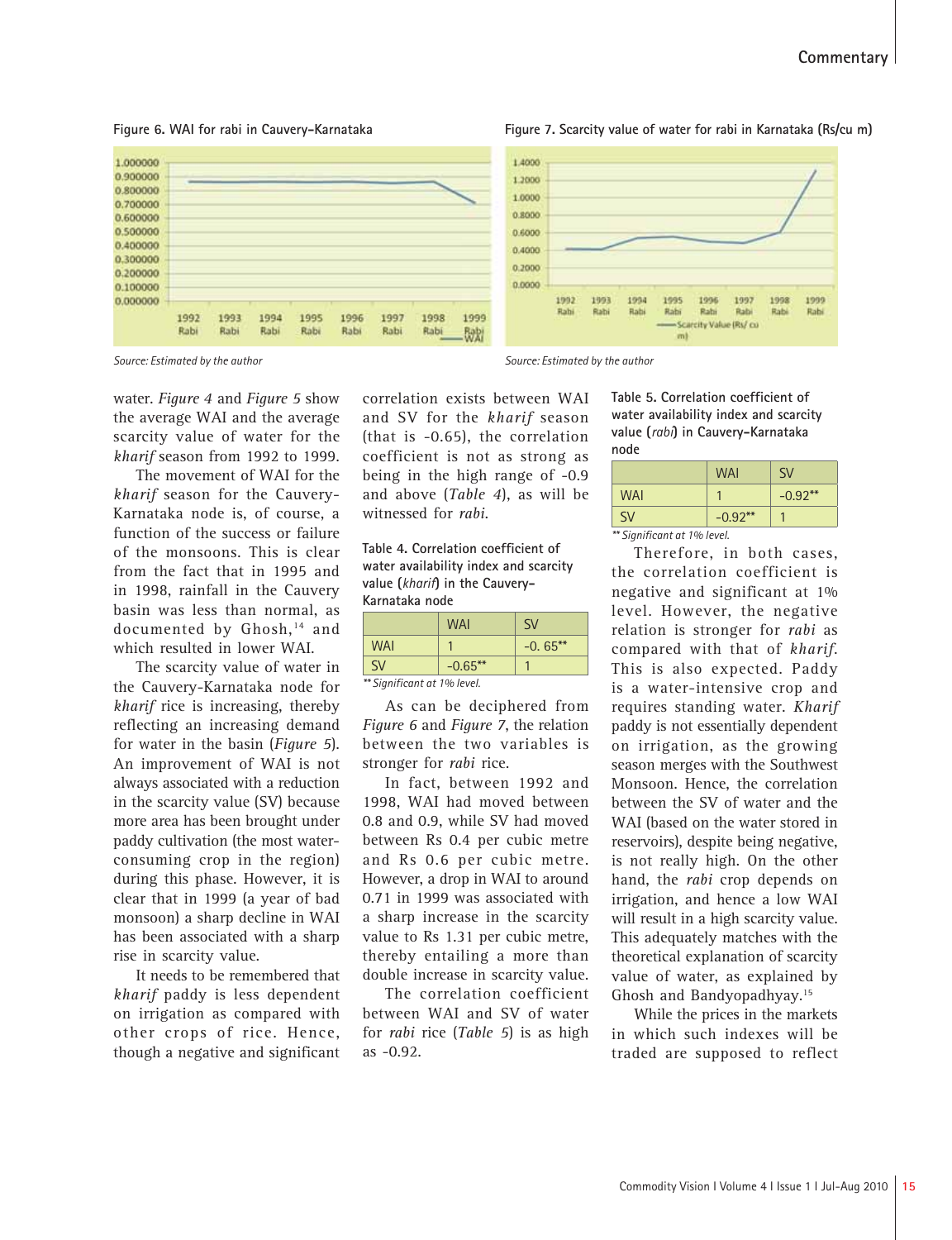Figure 6. WAI for rabi in Cauvery-Karnataka

Source: Estimated by the author

Figure 7. Scarcity value of water for rabi in Karnataka (Rs/cu m)

Source: Estimated by the author

water. *Figure 4* and *Figure 5* show the average WAI and the average scarcity value of water for the *kharif* season from 1992 to 1999.

The movement of WAI for the *kharif* season for the Cauvery-Karnataka node is, of course, a function of the success or failure of the monsoons. This is clear from the fact that in 1995 and in 1998, rainfall in the Cauvery basin was less than normal, as documented by Ghosh,[14] and which resulted in lower WAI.

The scarcity value of water in the Cauvery-Karnataka node for *kharif* rice is increasing, thereby reflecting an increasing demand for water in the basin (*Figure 5*). An improvement of WAI is not always associated with a reduction in the scarcity value (SV) because more area has been brought under paddy cultivation (the most water-consuming crop in the region) during this phase. However, it is clear that in 1999 (a year of bad monsoon) a sharp decline in WAI has been associated with a sharp rise in scarcity value.

It needs to be remembered that *kharif* paddy is less dependent on irrigation as compared with other crops of rice. Hence, though a negative and significant correlation exists between WAI and SV for the *kharif* season (that is -0.65), the correlation coefficient is not as strong as being in the high range of -0.9 and above (*Table 4*), as will be witnessed for *rabi*.

Table 4. Correlation coefficient of water availability index and scarcity value (*kharif*) in the Cauvery-Karnataka node

| | WAI | SV |
|---|---|---|
| WAI | 1 | -0. 65** |
| SV | -0.65** | 1 |

** Significant at 1% level.

As can be deciphered from *Figure 6* and *Figure 7*, the relation between the two variables is stronger for *rabi* rice.

In fact, between 1992 and 1998, WAI had moved between 0.8 and 0.9, while SV had moved between Rs 0.4 per cubic metre and Rs 0.6 per cubic metre. However, a drop in WAI to around 0.71 in 1999 was associated with a sharp increase in the scarcity value to Rs 1.31 per cubic metre, thereby entailing a more than double increase in scarcity value.

The correlation coefficient between WAI and SV of water for *rabi* rice (*Table 5*) is as high as -0.92.

Table 5. Correlation coefficient of water availability index and scarcity value (*rabi*) in Cauvery-Karnataka node

| | WAI | SV |
|---|---|---|
| WAI | 1 | -0.92** |
| SV | -0.92** | 1 |

** Significant at 1% level.

Therefore, in both cases, the correlation coefficient is negative and significant at 1% level. However, the negative relation is stronger for *rabi* as compared with that of *kharif*. This is also expected. Paddy is a water-intensive crop and requires standing water. *Kharif* paddy is not essentially dependent on irrigation, as the growing season merges with the Southwest Monsoon. Hence, the correlation between the SV of water and the WAI (based on the water stored in reservoirs), despite being negative, is not really high. On the other hand, the *rabi* crop depends on irrigation, and hence a low WAI will result in a high scarcity value. This adequately matches with the theoretical explanation of scarcity value of water, as explained by Ghosh and Bandyopadhyay.[15]

While the prices in the markets in which such indexes will be traded are supposed to reflect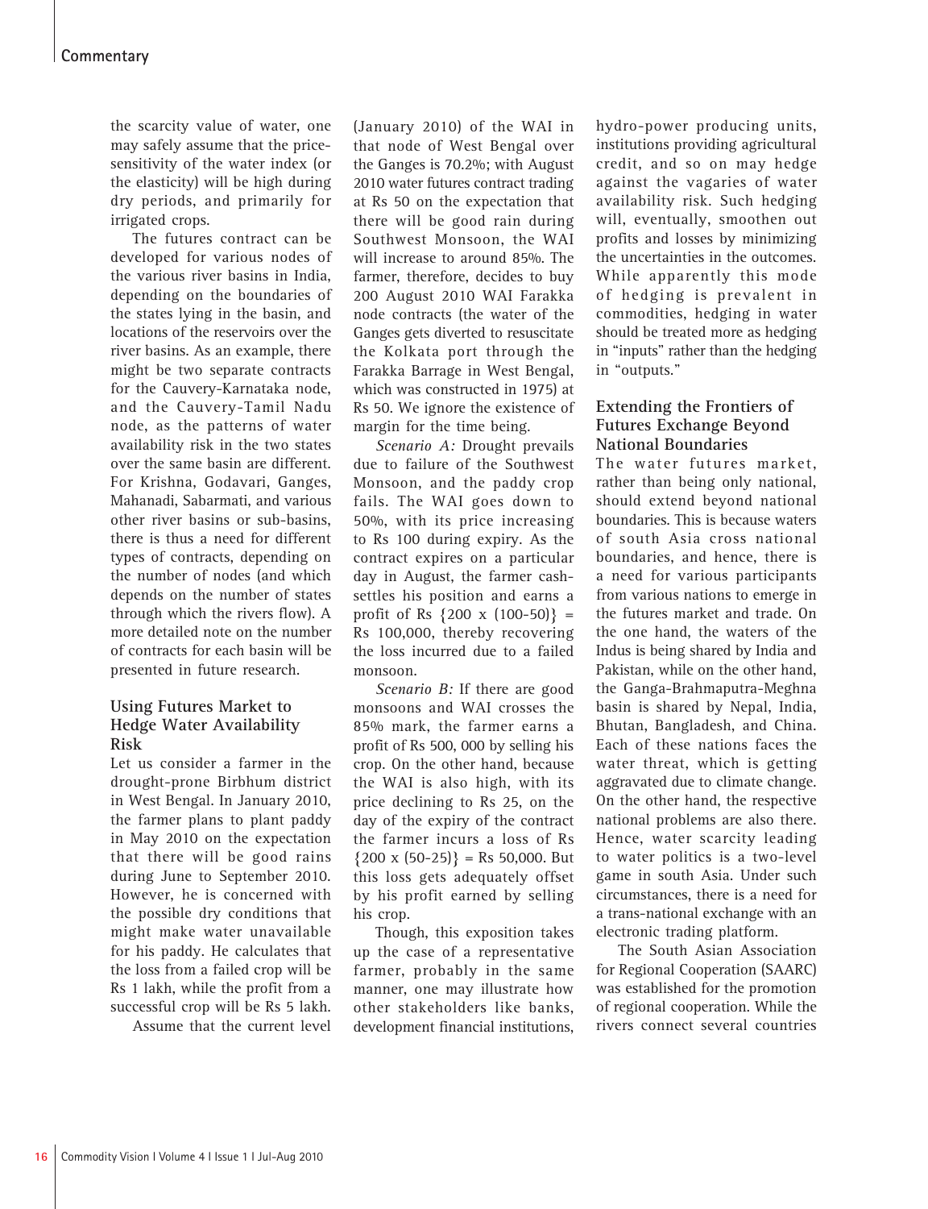the scarcity value of water, one may safely assume that the price-sensitivity of the water index (or the elasticity) will be high during dry periods, and primarily for irrigated crops.

The futures contract can be developed for various nodes of the various river basins in India, depending on the boundaries of the states lying in the basin, and locations of the reservoirs over the river basins. As an example, there might be two separate contracts for the Cauvery-Karnataka node, and the Cauvery-Tamil Nadu node, as the patterns of water availability risk in the two states over the same basin are different. For Krishna, Godavari, Ganges, Mahanadi, Sabarmati, and various other river basins or sub-basins, there is thus a need for different types of contracts, depending on the number of nodes (and which depends on the number of states through which the rivers flow). A more detailed note on the number of contracts for each basin will be presented in future research.

### Using Futures Market to Hedge Water Availability Risk

Let us consider a farmer in the drought-prone Birbhum district in West Bengal. In January 2010, the farmer plans to plant paddy in May 2010 on the expectation that there will be good rains during June to September 2010. However, he is concerned with the possible dry conditions that might make water unavailable for his paddy. He calculates that the loss from a failed crop will be Rs 1 lakh, while the profit from a successful crop will be Rs 5 lakh.

Assume that the current level (January 2010) of the WAI in that node of West Bengal over the Ganges is 70.2%; with August 2010 water futures contract trading at Rs 50 on the expectation that there will be good rain during Southwest Monsoon, the WAI will increase to around 85%. The farmer, therefore, decides to buy 200 August 2010 WAI Farakka node contracts (the water of the Ganges gets diverted to resuscitate the Kolkata port through the Farakka Barrage in West Bengal, which was constructed in 1975) at Rs 50. We ignore the existence of margin for the time being.

*Scenario A:* Drought prevails due to failure of the Southwest Monsoon, and the paddy crop fails. The WAI goes down to 50%, with its price increasing to Rs 100 during expiry. As the contract expires on a particular day in August, the farmer cash-settles his position and earns a profit of Rs $\{200 \times (100\text{-}50)\}$ = Rs 100,000, thereby recovering the loss incurred due to a failed monsoon.

*Scenario B:* If there are good monsoons and WAI crosses the 85% mark, the farmer earns a profit of Rs 500, 000 by selling his crop. On the other hand, because the WAI is also high, with its price declining to Rs 25, on the day of the expiry of the contract the farmer incurs a loss of Rs $\{200 \times (50\text{-}25)\}$ = Rs 50,000. But this loss gets adequately offset by his profit earned by selling his crop.

Though, this exposition takes up the case of a representative farmer, probably in the same manner, one may illustrate how other stakeholders like banks, development financial institutions, hydro-power producing units, institutions providing agricultural credit, and so on may hedge against the vagaries of water availability risk. Such hedging will, eventually, smoothen out profits and losses by minimizing the uncertainties in the outcomes. While apparently this mode of hedging is prevalent in commodities, hedging in water should be treated more as hedging in "inputs" rather than the hedging in "outputs."

### Extending the Frontiers of Futures Exchange Beyond National Boundaries

The water futures market, rather than being only national, should extend beyond national boundaries. This is because waters of south Asia cross national boundaries, and hence, there is a need for various participants from various nations to emerge in the futures market and trade. On the one hand, the waters of the Indus is being shared by India and Pakistan, while on the other hand, the Ganga-Brahmaputra-Meghna basin is shared by Nepal, India, Bhutan, Bangladesh, and China. Each of these nations faces the water threat, which is getting aggravated due to climate change. On the other hand, the respective national problems are also there. Hence, water scarcity leading to water politics is a two-level game in south Asia. Under such circumstances, there is a need for a trans-national exchange with an electronic trading platform.

The South Asian Association for Regional Cooperation (SAARC) was established for the promotion of regional cooperation. While the rivers connect several countries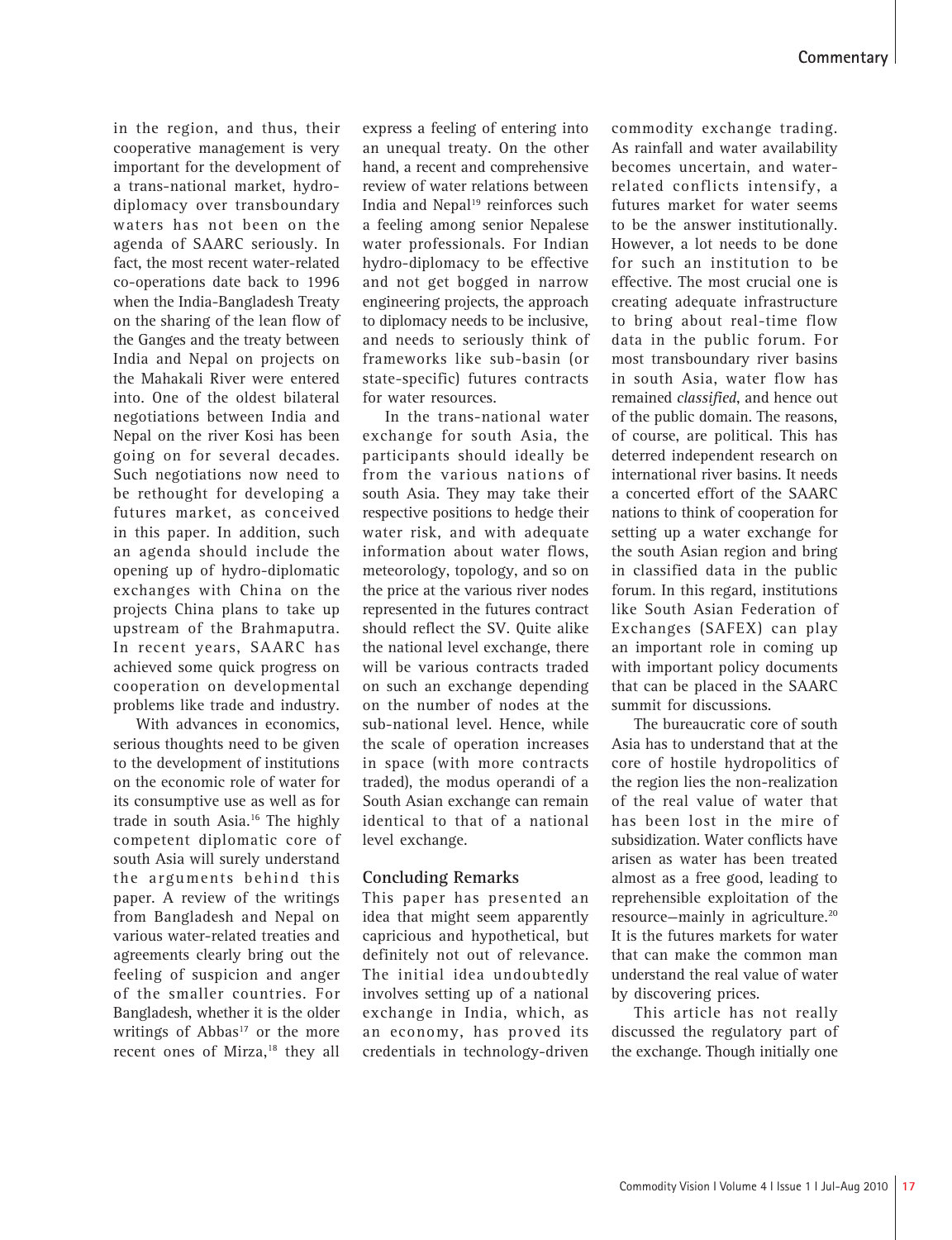in the region, and thus, their cooperative management is very important for the development of a trans-national market, hydro-diplomacy over transboundary waters has not been on the agenda of SAARC seriously. In fact, the most recent water-related co-operations date back to 1996 when the India-Bangladesh Treaty on the sharing of the lean flow of the Ganges and the treaty between India and Nepal on projects on the Mahakali River were entered into. One of the oldest bilateral negotiations between India and Nepal on the river Kosi has been going on for several decades. Such negotiations now need to be rethought for developing a futures market, as conceived in this paper. In addition, such an agenda should include the opening up of hydro-diplomatic exchanges with China on the projects China plans to take up upstream of the Brahmaputra. In recent years, SAARC has achieved some quick progress on cooperation on developmental problems like trade and industry.

With advances in economics, serious thoughts need to be given to the development of institutions on the economic role of water for its consumptive use as well as for trade in south Asia.[16] The highly competent diplomatic core of south Asia will surely understand the arguments behind this paper. A review of the writings from Bangladesh and Nepal on various water-related treaties and agreements clearly bring out the feeling of suspicion and anger of the smaller countries. For Bangladesh, whether it is the older writings of Abbas[17] or the more recent ones of Mirza,[18] they all express a feeling of entering into an unequal treaty. On the other hand, a recent and comprehensive review of water relations between India and Nepal[19] reinforces such a feeling among senior Nepalese water professionals. For Indian hydro-diplomacy to be effective and not get bogged in narrow engineering projects, the approach to diplomacy needs to be inclusive, and needs to seriously think of frameworks like sub-basin (or state-specific) futures contracts for water resources.

In the trans-national water exchange for south Asia, the participants should ideally be from the various nations of south Asia. They may take their respective positions to hedge their water risk, and with adequate information about water flows, meteorology, topology, and so on the price at the various river nodes represented in the futures contract should reflect the SV. Quite alike the national level exchange, there will be various contracts traded on such an exchange depending on the number of nodes at the sub-national level. Hence, while the scale of operation increases in space (with more contracts traded), the modus operandi of a South Asian exchange can remain identical to that of a national level exchange.

## Concluding Remarks

This paper has presented an idea that might seem apparently capricious and hypothetical, but definitely not out of relevance. The initial idea undoubtedly involves setting up of a national exchange in India, which, as an economy, has proved its credentials in technology-driven commodity exchange trading. As rainfall and water availability becomes uncertain, and water-related conflicts intensify, a futures market for water seems to be the answer institutionally. However, a lot needs to be done for such an institution to be effective. The most crucial one is creating adequate infrastructure to bring about real-time flow data in the public forum. For most transboundary river basins in south Asia, water flow has remained *classified*, and hence out of the public domain. The reasons, of course, are political. This has deterred independent research on international river basins. It needs a concerted effort of the SAARC nations to think of cooperation for setting up a water exchange for the south Asian region and bring in classified data in the public forum. In this regard, institutions like South Asian Federation of Exchanges (SAFEX) can play an important role in coming up with important policy documents that can be placed in the SAARC summit for discussions.

The bureaucratic core of south Asia has to understand that at the core of hostile hydropolitics of the region lies the non-realization of the real value of water that has been lost in the mire of subsidization. Water conflicts have arisen as water has been treated almost as a free good, leading to reprehensible exploitation of the resource—mainly in agriculture.[20] It is the futures markets for water that can make the common man understand the real value of water by discovering prices.

This article has not really discussed the regulatory part of the exchange. Though initially one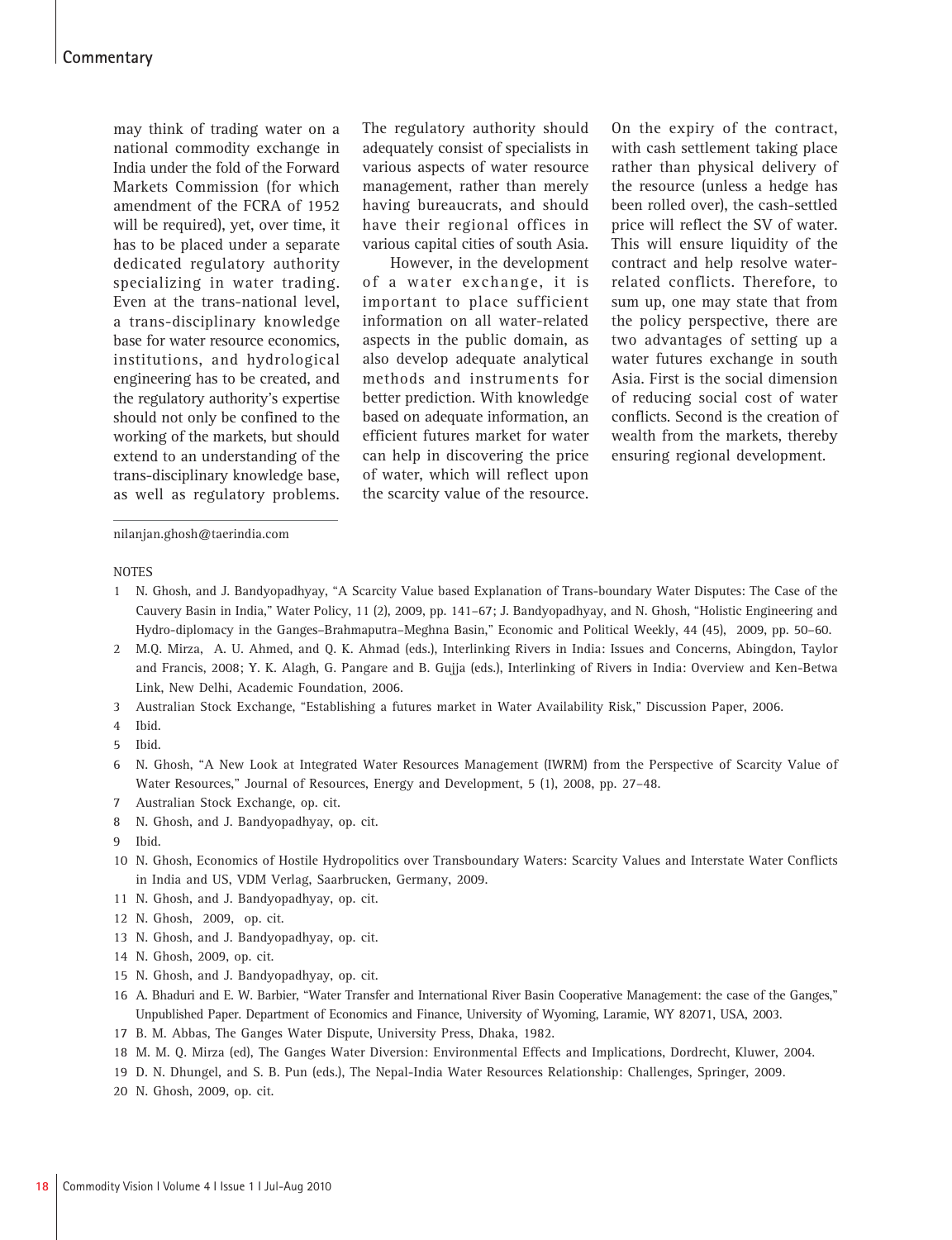may think of trading water on a national commodity exchange in India under the fold of the Forward Markets Commission (for which amendment of the FCRA of 1952 will be required), yet, over time, it has to be placed under a separate dedicated regulatory authority specializing in water trading. Even at the trans-national level, a trans-disciplinary knowledge base for water resource economics, institutions, and hydrological engineering has to be created, and the regulatory authority's expertise should not only be confined to the working of the markets, but should extend to an understanding of the trans-disciplinary knowledge base, as well as regulatory problems. The regulatory authority should adequately consist of specialists in various aspects of water resource management, rather than merely having bureaucrats, and should have their regional offices in various capital cities of south Asia.

However, in the development of a water exchange, it is important to place sufficient information on all water-related aspects in the public domain, as also develop adequate analytical methods and instruments for better prediction. With knowledge based on adequate information, an efficient futures market for water can help in discovering the price of water, which will reflect upon the scarcity value of the resource. On the expiry of the contract, with cash settlement taking place rather than physical delivery of the resource (unless a hedge has been rolled over), the cash-settled price will reflect the SV of water. This will ensure liquidity of the contract and help resolve water-related conflicts. Therefore, to sum up, one may state that from the policy perspective, there are two advantages of setting up a water futures exchange in south Asia. First is the social dimension of reducing social cost of water conflicts. Second is the creation of wealth from the markets, thereby ensuring regional development.

---

nilanjan.ghosh@taerindia.com

NOTES

1. N. Ghosh, and J. Bandyopadhyay, "A Scarcity Value based Explanation of Trans-boundary Water Disputes: The Case of the Cauvery Basin in India," Water Policy, 11 (2), 2009, pp. 141–67; J. Bandyopadhyay, and N. Ghosh, "Holistic Engineering and Hydro-diplomacy in the Ganges–Brahmaputra–Meghna Basin," Economic and Political Weekly, 44 (45), 2009, pp. 50–60.
2. M.Q. Mirza, A. U. Ahmed, and Q. K. Ahmad (eds.), Interlinking Rivers in India: Issues and Concerns, Abingdon, Taylor and Francis, 2008; Y. K. Alagh, G. Pangare and B. Gujja (eds.), Interlinking of Rivers in India: Overview and Ken-Betwa Link, New Delhi, Academic Foundation, 2006.
3. Australian Stock Exchange, "Establishing a futures market in Water Availability Risk," Discussion Paper, 2006.
4. Ibid.
5. Ibid.
6. N. Ghosh, "A New Look at Integrated Water Resources Management (IWRM) from the Perspective of Scarcity Value of Water Resources," Journal of Resources, Energy and Development, 5 (1), 2008, pp. 27–48.
7. Australian Stock Exchange, op. cit.
8. N. Ghosh, and J. Bandyopadhyay, op. cit.
9. Ibid.
10. N. Ghosh, Economics of Hostile Hydropolitics over Transboundary Waters: Scarcity Values and Interstate Water Conflicts in India and US, VDM Verlag, Saarbrucken, Germany, 2009.
11. N. Ghosh, and J. Bandyopadhyay, op. cit.
12. N. Ghosh, 2009, op. cit.
13. N. Ghosh, and J. Bandyopadhyay, op. cit.
14. N. Ghosh, 2009, op. cit.
15. N. Ghosh, and J. Bandyopadhyay, op. cit.
16. A. Bhaduri and E. W. Barbier, "Water Transfer and International River Basin Cooperative Management: the case of the Ganges," Unpublished Paper. Department of Economics and Finance, University of Wyoming, Laramie, WY 82071, USA, 2003.
17. B. M. Abbas, The Ganges Water Dispute, University Press, Dhaka, 1982.
18. M. M. Q. Mirza (ed), The Ganges Water Diversion: Environmental Effects and Implications, Dordrecht, Kluwer, 2004.
19. D. N. Dhungel, and S. B. Pun (eds.), The Nepal-India Water Resources Relationship: Challenges, Springer, 2009.
20. N. Ghosh, 2009, op. cit.